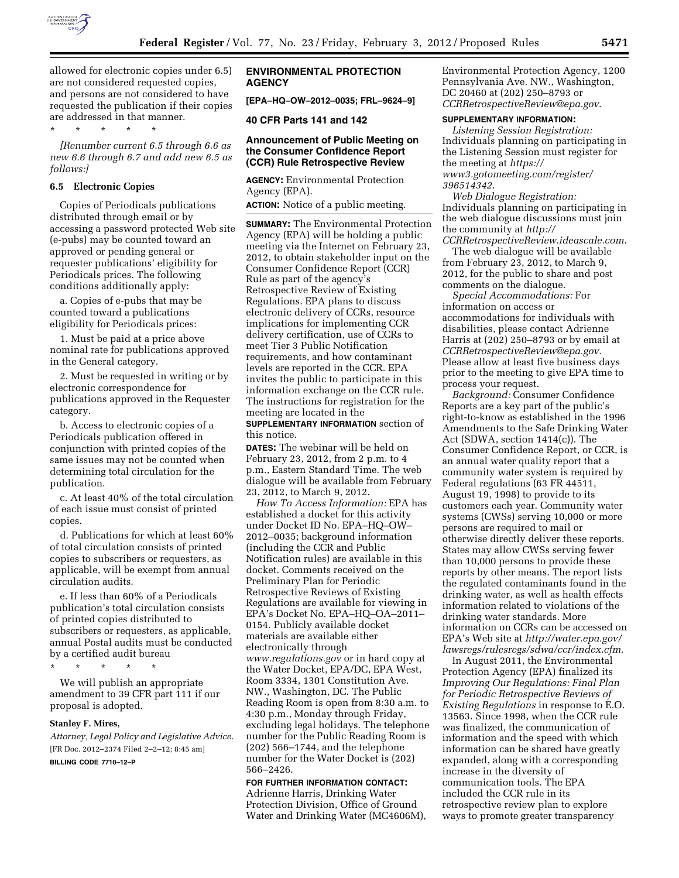allowed for electronic copies under 6.5) are not considered requested copies, and persons are not considered to have requested the publication if their copies are addressed in that manner.

\* \* \* \* \*

*[Renumber current 6.5 through 6.6 as new 6.6 through 6.7 and add new 6.5 as follows:]*

**6.5 Electronic Copies**

Copies of Periodicals publications distributed through email or by accessing a password protected Web site (e-pubs) may be counted toward an approved or pending general or requester publications' eligibility for Periodicals prices. The following conditions additionally apply:

a. Copies of e-pubs that may be counted toward a publications eligibility for Periodicals prices:

1. Must be paid at a price above nominal rate for publications approved in the General category.

2. Must be requested in writing or by electronic correspondence for publications approved in the Requester category.

b. Access to electronic copies of a Periodicals publication offered in conjunction with printed copies of the same issues may not be counted when determining total circulation for the publication.

c. At least 40% of the total circulation of each issue must consist of printed copies.

d. Publications for which at least 60% of total circulation consists of printed copies to subscribers or requesters, as applicable, will be exempt from annual circulation audits.

e. If less than 60% of a Periodicals publication's total circulation consists of printed copies distributed to subscribers or requesters, as applicable, annual Postal audits must be conducted by a certified audit bureau

\* \* \* \* \*

We will publish an appropriate amendment to 39 CFR part 111 if our proposal is adopted.

**Stanley F. Mires,**

*Attorney, Legal Policy and Legislative Advice.*

[FR Doc. 2012–2374 Filed 2–2–12; 8:45 am]

**BILLING CODE 7710–12–P**

## ENVIRONMENTAL PROTECTION AGENCY

**[EPA–HQ–OW–2012–0035; FRL–9624–9]**

## 40 CFR Parts 141 and 142

## Announcement of Public Meeting on the Consumer Confidence Report (CCR) Rule Retrospective Review

**AGENCY:** Environmental Protection Agency (EPA).

**ACTION:** Notice of a public meeting.

**SUMMARY:** The Environmental Protection Agency (EPA) will be holding a public meeting via the Internet on February 23, 2012, to obtain stakeholder input on the Consumer Confidence Report (CCR) Rule as part of the agency's Retrospective Review of Existing Regulations. EPA plans to discuss electronic delivery of CCRs, resource implications for implementing CCR delivery certification, use of CCRs to meet Tier 3 Public Notification requirements, and how contaminant levels are reported in the CCR. EPA invites the public to participate in this information exchange on the CCR rule. The instructions for registration for the meeting are located in the **SUPPLEMENTARY INFORMATION** section of this notice.

**DATES:** The webinar will be held on February 23, 2012, from 2 p.m. to 4 p.m., Eastern Standard Time. The web dialogue will be available from February 23, 2012, to March 9, 2012.

*How To Access Information:* EPA has established a docket for this activity under Docket ID No. EPA–HQ–OW–2012–0035; background information (including the CCR and Public Notification rules) are available in this docket. Comments received on the Preliminary Plan for Periodic Retrospective Reviews of Existing Regulations are available for viewing in EPA's Docket No. EPA–HQ–OA–2011–0154. Publicly available docket materials are available either electronically through *www.regulations.gov* or in hard copy at the Water Docket, EPA/DC, EPA West, Room 3334, 1301 Constitution Ave. NW., Washington, DC. The Public Reading Room is open from 8:30 a.m. to 4:30 p.m., Monday through Friday, excluding legal holidays. The telephone number for the Public Reading Room is (202) 566–1744, and the telephone number for the Water Docket is (202) 566–2426.

**FOR FURTHER INFORMATION CONTACT:** Adrienne Harris, Drinking Water Protection Division, Office of Ground Water and Drinking Water (MC4606M), Environmental Protection Agency, 1200 Pennsylvania Ave. NW., Washington, DC 20460 at (202) 250–8793 or *CCRRetrospectiveReview@epa.gov*.

**SUPPLEMENTARY INFORMATION:**

*Listening Session Registration:* Individuals planning on participating in the Listening Session must register for the meeting at *https://www3.gotomeeting.com/register/396514342*.

*Web Dialogue Registration:* Individuals planning on participating in the web dialogue discussions must join the community at *http://CCRRetrospectiveReview.ideascale.com*.

The web dialogue will be available from February 23, 2012, to March 9, 2012, for the public to share and post comments on the dialogue.

*Special Accommodations:* For information on access or accommodations for individuals with disabilities, please contact Adrienne Harris at (202) 250–8793 or by email at *CCRRetrospectiveReview@epa.gov*. Please allow at least five business days prior to the meeting to give EPA time to process your request.

*Background:* Consumer Confidence Reports are a key part of the public's right-to-know as established in the 1996 Amendments to the Safe Drinking Water Act (SDWA, section 1414(c)). The Consumer Confidence Report, or CCR, is an annual water quality report that a community water system is required by Federal regulations (63 FR 44511, August 19, 1998) to provide to its customers each year. Community water systems (CWSs) serving 10,000 or more persons are required to mail or otherwise directly deliver these reports. States may allow CWSs serving fewer than 10,000 persons to provide these reports by other means. The report lists the regulated contaminants found in the drinking water, as well as health effects information related to violations of the drinking water standards. More information on CCRs can be accessed on EPA's Web site at *http://water.epa.gov/lawsregs/rulesregs/sdwa/ccr/index.cfm*.

In August 2011, the Environmental Protection Agency (EPA) finalized its *Improving Our Regulations: Final Plan for Periodic Retrospective Reviews of Existing Regulations* in response to E.O. 13563. Since 1998, when the CCR rule was finalized, the communication of information and the speed with which information can be shared have greatly expanded, along with a corresponding increase in the diversity of communication tools. The EPA included the CCR rule in its retrospective review plan to explore ways to promote greater transparency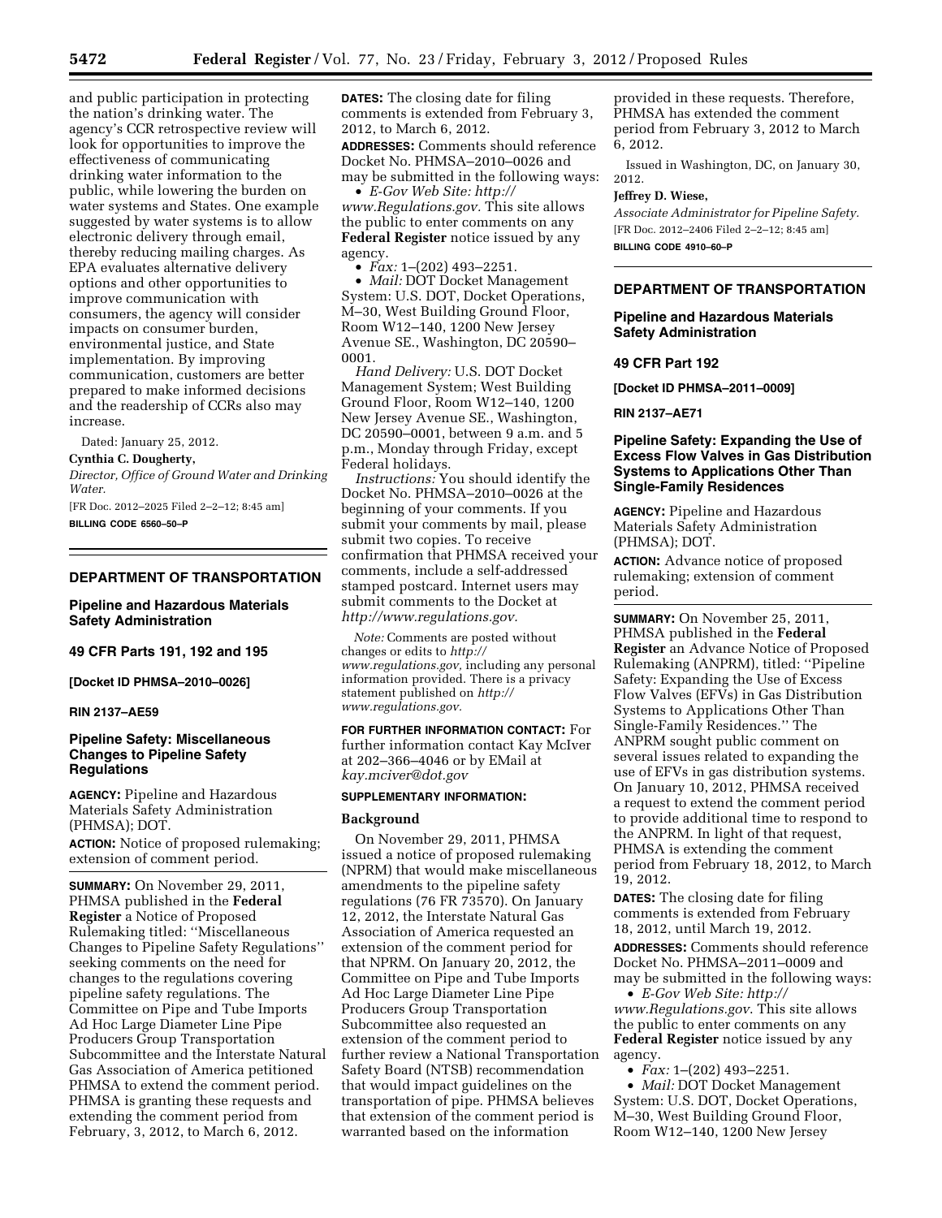and public participation in protecting the nation's drinking water. The agency's CCR retrospective review will look for opportunities to improve the effectiveness of communicating drinking water information to the public, while lowering the burden on water systems and States. One example suggested by water systems is to allow electronic delivery through email, thereby reducing mailing charges. As EPA evaluates alternative delivery options and other opportunities to improve communication with consumers, the agency will consider impacts on consumer burden, environmental justice, and State implementation. By improving communication, customers are better prepared to make informed decisions and the readership of CCRs also may increase.

Dated: January 25, 2012.

**Cynthia C. Dougherty,**

*Director, Office of Ground Water and Drinking Water.*

[FR Doc. 2012–2025 Filed 2–2–12; 8:45 am]

**BILLING CODE 6560–50–P**

---

## DEPARTMENT OF TRANSPORTATION

### Pipeline and Hazardous Materials Safety Administration

### 49 CFR Parts 191, 192 and 195

**[Docket ID PHMSA–2010–0026]**

**RIN 2137–AE59**

### Pipeline Safety: Miscellaneous Changes to Pipeline Safety Regulations

**AGENCY:** Pipeline and Hazardous Materials Safety Administration (PHMSA); DOT.

**ACTION:** Notice of proposed rulemaking; extension of comment period.

**SUMMARY:** On November 29, 2011, PHMSA published in the **Federal Register** a Notice of Proposed Rulemaking titled: ''Miscellaneous Changes to Pipeline Safety Regulations'' seeking comments on the need for changes to the regulations covering pipeline safety regulations. The Committee on Pipe and Tube Imports Ad Hoc Large Diameter Line Pipe Producers Group Transportation Subcommittee and the Interstate Natural Gas Association of America petitioned PHMSA to extend the comment period. PHMSA is granting these requests and extending the comment period from February, 3, 2012, to March 6, 2012.

**DATES:** The closing date for filing comments is extended from February 3, 2012, to March 6, 2012.

**ADDRESSES:** Comments should reference Docket No. PHMSA–2010–0026 and may be submitted in the following ways:

- *E-Gov Web Site: http://www.Regulations.gov.* This site allows the public to enter comments on any **Federal Register** notice issued by any agency.
- *Fax:* 1–(202) 493–2251.
- *Mail:* DOT Docket Management System: U.S. DOT, Docket Operations, M–30, West Building Ground Floor, Room W12–140, 1200 New Jersey Avenue SE., Washington, DC 20590–0001.

*Hand Delivery:* U.S. DOT Docket Management System; West Building Ground Floor, Room W12–140, 1200 New Jersey Avenue SE., Washington, DC 20590–0001, between 9 a.m. and 5 p.m., Monday through Friday, except Federal holidays.

*Instructions:* You should identify the Docket No. PHMSA–2010–0026 at the beginning of your comments. If you submit your comments by mail, please submit two copies. To receive confirmation that PHMSA received your comments, include a self-addressed stamped postcard. Internet users may submit comments to the Docket at *http://www.regulations.gov.*

*Note:* Comments are posted without changes or edits to *http://www.regulations.gov,* including any personal information provided. There is a privacy statement published on *http://www.regulations.gov.*

**FOR FURTHER INFORMATION CONTACT:** For further information contact Kay McIver at 202–366–4046 or by EMail at *kay.mciver@dot.gov*

**SUPPLEMENTARY INFORMATION:**

**Background**

On November 29, 2011, PHMSA issued a notice of proposed rulemaking (NPRM) that would make miscellaneous amendments to the pipeline safety regulations (76 FR 73570). On January 12, 2012, the Interstate Natural Gas Association of America requested an extension of the comment period for that NPRM. On January 20, 2012, the Committee on Pipe and Tube Imports Ad Hoc Large Diameter Line Pipe Producers Group Transportation Subcommittee also requested an extension of the comment period to further review a National Transportation Safety Board (NTSB) recommendation that would impact guidelines on the transportation of pipe. PHMSA believes that extension of the comment period is warranted based on the information provided in these requests. Therefore, PHMSA has extended the comment period from February 3, 2012 to March 6, 2012.

Issued in Washington, DC, on January 30, 2012.

**Jeffrey D. Wiese,**

*Associate Administrator for Pipeline Safety.*

[FR Doc. 2012–2406 Filed 2–2–12; 8:45 am]

**BILLING CODE 4910–60–P**

---

## DEPARTMENT OF TRANSPORTATION

### Pipeline and Hazardous Materials Safety Administration

### 49 CFR Part 192

**[Docket ID PHMSA–2011–0009]**

**RIN 2137–AE71**

### Pipeline Safety: Expanding the Use of Excess Flow Valves in Gas Distribution Systems to Applications Other Than Single-Family Residences

**AGENCY:** Pipeline and Hazardous Materials Safety Administration (PHMSA); DOT.

**ACTION:** Advance notice of proposed rulemaking; extension of comment period.

**SUMMARY:** On November 25, 2011, PHMSA published in the **Federal Register** an Advance Notice of Proposed Rulemaking (ANPRM), titled: ''Pipeline Safety: Expanding the Use of Excess Flow Valves (EFVs) in Gas Distribution Systems to Applications Other Than Single-Family Residences.'' The ANPRM sought public comment on several issues related to expanding the use of EFVs in gas distribution systems. On January 10, 2012, PHMSA received a request to extend the comment period to provide additional time to respond to the ANPRM. In light of that request, PHMSA is extending the comment period from February 18, 2012, to March 19, 2012.

**DATES:** The closing date for filing comments is extended from February 18, 2012, until March 19, 2012.

**ADDRESSES:** Comments should reference Docket No. PHMSA–2011–0009 and may be submitted in the following ways:

- *E-Gov Web Site: http://www.Regulations.gov.* This site allows the public to enter comments on any **Federal Register** notice issued by any agency.
- *Fax:* 1–(202) 493–2251.
- *Mail:* DOT Docket Management System: U.S. DOT, Docket Operations, M–30, West Building Ground Floor, Room W12–140, 1200 New Jersey